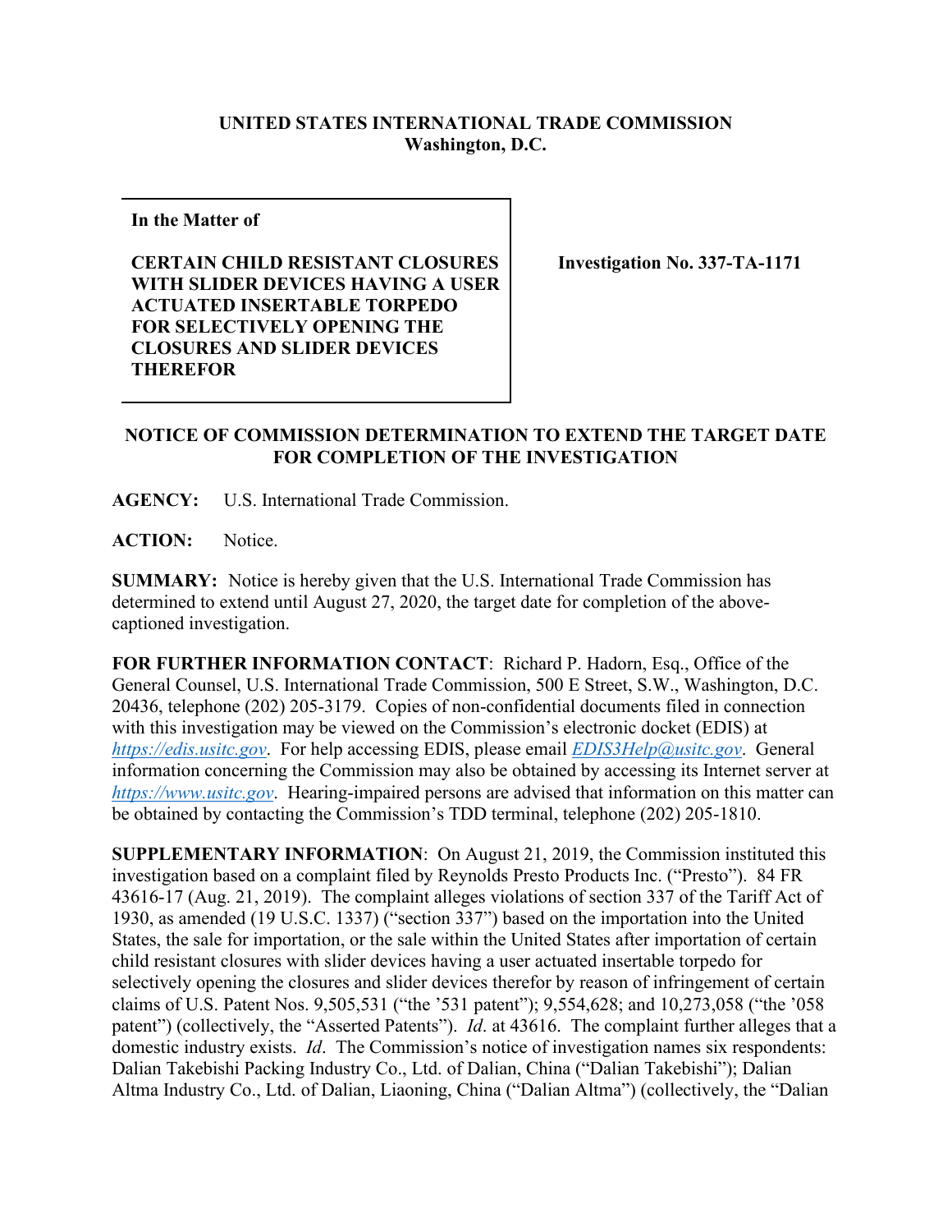**UNITED STATES INTERNATIONAL TRADE COMMISSION**
**Washington, D.C.**

| In the Matter of<br><br>**CERTAIN CHILD RESISTANT CLOSURES WITH SLIDER DEVICES HAVING A USER ACTUATED INSERTABLE TORPEDO FOR SELECTIVELY OPENING THE CLOSURES AND SLIDER DEVICES THEREFOR** | **Investigation No. 337-TA-1171** |
|---|---|

## NOTICE OF COMMISSION DETERMINATION TO EXTEND THE TARGET DATE FOR COMPLETION OF THE INVESTIGATION

**AGENCY:** U.S. International Trade Commission.

**ACTION:** Notice.

**SUMMARY:** Notice is hereby given that the U.S. International Trade Commission has determined to extend until August 27, 2020, the target date for completion of the above-captioned investigation.

**FOR FURTHER INFORMATION CONTACT**: Richard P. Hadorn, Esq., Office of the General Counsel, U.S. International Trade Commission, 500 E Street, S.W., Washington, D.C. 20436, telephone (202) 205-3179. Copies of non-confidential documents filed in connection with this investigation may be viewed on the Commission's electronic docket (EDIS) at *https://edis.usitc.gov*. For help accessing EDIS, please email *EDIS3Help@usitc.gov*. General information concerning the Commission may also be obtained by accessing its Internet server at *https://www.usitc.gov*. Hearing-impaired persons are advised that information on this matter can be obtained by contacting the Commission's TDD terminal, telephone (202) 205-1810.

**SUPPLEMENTARY INFORMATION**: On August 21, 2019, the Commission instituted this investigation based on a complaint filed by Reynolds Presto Products Inc. ("Presto"). 84 FR 43616-17 (Aug. 21, 2019). The complaint alleges violations of section 337 of the Tariff Act of 1930, as amended (19 U.S.C. 1337) ("section 337") based on the importation into the United States, the sale for importation, or the sale within the United States after importation of certain child resistant closures with slider devices having a user actuated insertable torpedo for selectively opening the closures and slider devices therefor by reason of infringement of certain claims of U.S. Patent Nos. 9,505,531 ("the '531 patent"); 9,554,628; and 10,273,058 ("the '058 patent") (collectively, the "Asserted Patents"). *Id*. at 43616. The complaint further alleges that a domestic industry exists. *Id*. The Commission's notice of investigation names six respondents: Dalian Takebishi Packing Industry Co., Ltd. of Dalian, China ("Dalian Takebishi"); Dalian Altma Industry Co., Ltd. of Dalian, Liaoning, China ("Dalian Altma") (collectively, the "Dalian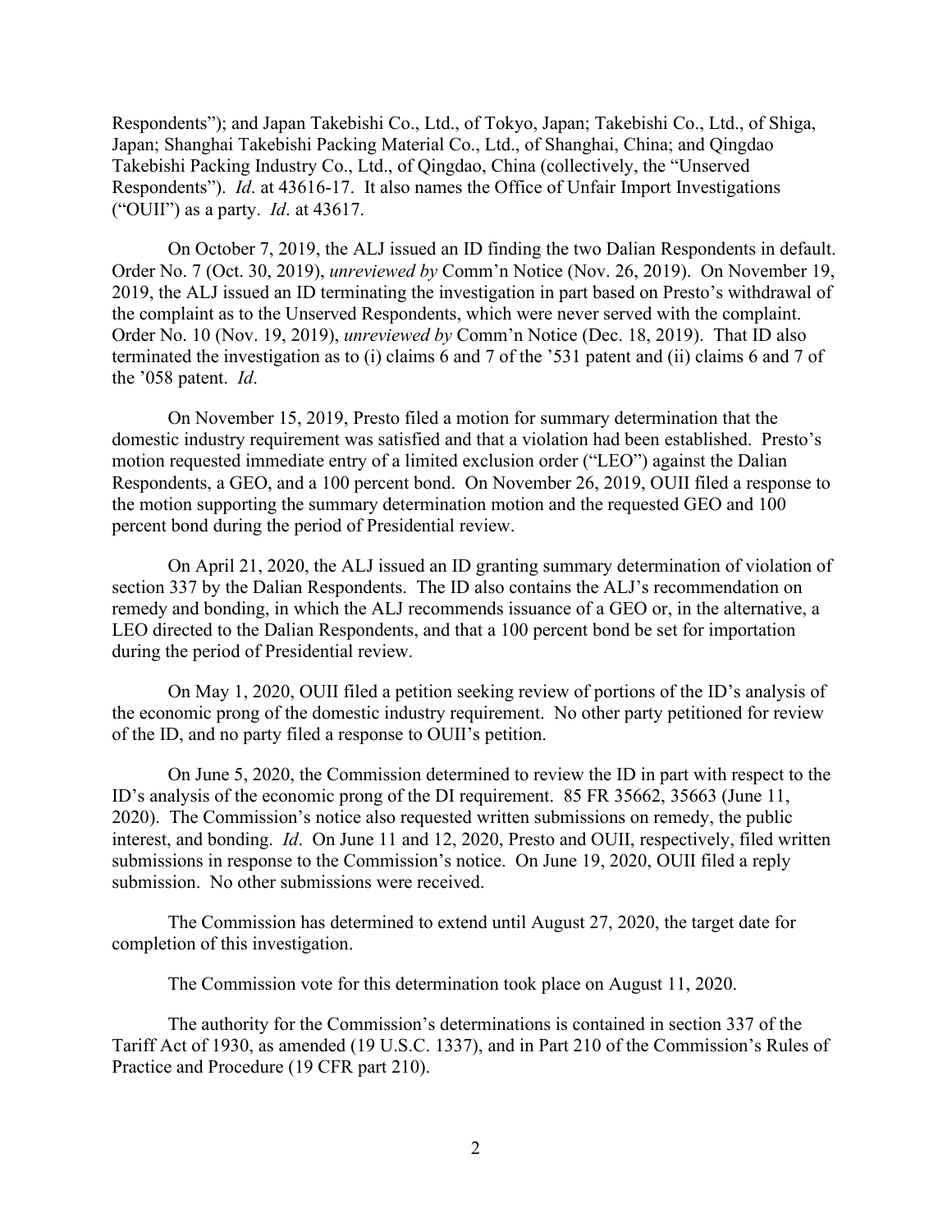Respondents"); and Japan Takebishi Co., Ltd., of Tokyo, Japan; Takebishi Co., Ltd., of Shiga, Japan; Shanghai Takebishi Packing Material Co., Ltd., of Shanghai, China; and Qingdao Takebishi Packing Industry Co., Ltd., of Qingdao, China (collectively, the "Unserved Respondents"). *Id*. at 43616-17. It also names the Office of Unfair Import Investigations ("OUII") as a party. *Id*. at 43617.

On October 7, 2019, the ALJ issued an ID finding the two Dalian Respondents in default. Order No. 7 (Oct. 30, 2019), *unreviewed by* Comm'n Notice (Nov. 26, 2019). On November 19, 2019, the ALJ issued an ID terminating the investigation in part based on Presto's withdrawal of the complaint as to the Unserved Respondents, which were never served with the complaint. Order No. 10 (Nov. 19, 2019), *unreviewed by* Comm'n Notice (Dec. 18, 2019). That ID also terminated the investigation as to (i) claims 6 and 7 of the '531 patent and (ii) claims 6 and 7 of the '058 patent. *Id*.

On November 15, 2019, Presto filed a motion for summary determination that the domestic industry requirement was satisfied and that a violation had been established. Presto's motion requested immediate entry of a limited exclusion order ("LEO") against the Dalian Respondents, a GEO, and a 100 percent bond. On November 26, 2019, OUII filed a response to the motion supporting the summary determination motion and the requested GEO and 100 percent bond during the period of Presidential review.

On April 21, 2020, the ALJ issued an ID granting summary determination of violation of section 337 by the Dalian Respondents. The ID also contains the ALJ's recommendation on remedy and bonding, in which the ALJ recommends issuance of a GEO or, in the alternative, a LEO directed to the Dalian Respondents, and that a 100 percent bond be set for importation during the period of Presidential review.

On May 1, 2020, OUII filed a petition seeking review of portions of the ID's analysis of the economic prong of the domestic industry requirement. No other party petitioned for review of the ID, and no party filed a response to OUII's petition.

On June 5, 2020, the Commission determined to review the ID in part with respect to the ID's analysis of the economic prong of the DI requirement. 85 FR 35662, 35663 (June 11, 2020). The Commission's notice also requested written submissions on remedy, the public interest, and bonding. *Id*. On June 11 and 12, 2020, Presto and OUII, respectively, filed written submissions in response to the Commission's notice. On June 19, 2020, OUII filed a reply submission. No other submissions were received.

The Commission has determined to extend until August 27, 2020, the target date for completion of this investigation.

The Commission vote for this determination took place on August 11, 2020.

The authority for the Commission's determinations is contained in section 337 of the Tariff Act of 1930, as amended (19 U.S.C. 1337), and in Part 210 of the Commission's Rules of Practice and Procedure (19 CFR part 210).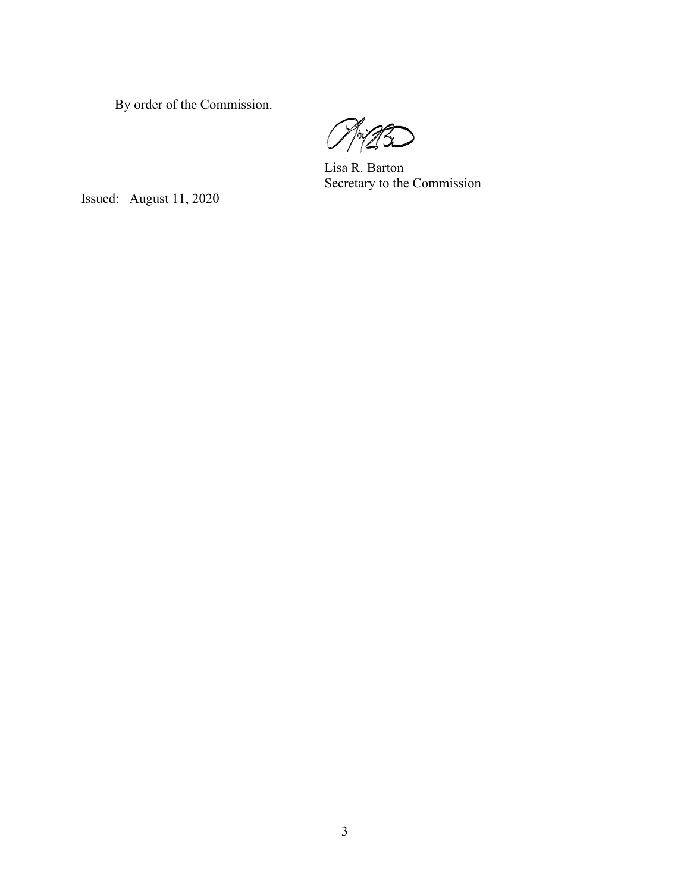By order of the Commission.

Lisa R. Barton
Secretary to the Commission

Issued: August 11, 2020